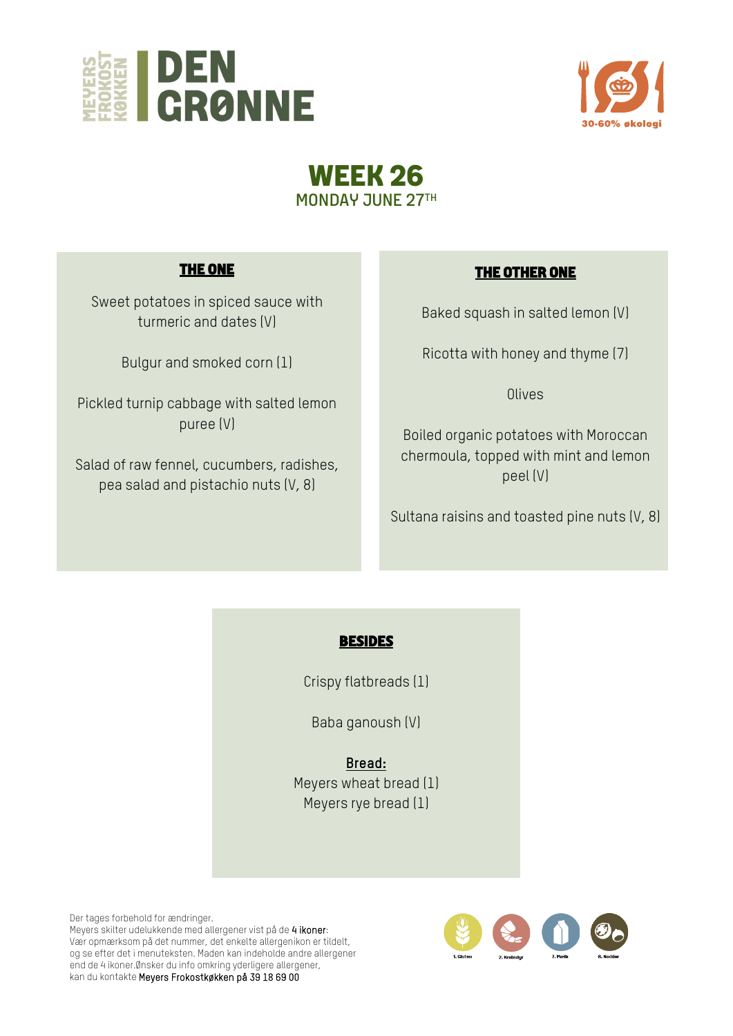MEYERS FROKOST KØKKEN | DEN GRØNNE

30-60% økologi

# WEEK 26

## MONDAY JUNE 27TH

### THE ONE

Sweet potatoes in spiced sauce with turmeric and dates (V)

Bulgur and smoked corn (1)

Pickled turnip cabbage with salted lemon puree (V)

Salad of raw fennel, cucumbers, radishes, pea salad and pistachio nuts (V, 8)

### THE OTHER ONE

Baked squash in salted lemon (V)

Ricotta with honey and thyme (7)

Olives

Boiled organic potatoes with Moroccan chermoula, topped with mint and lemon peel (V)

Sultana raisins and toasted pine nuts (V, 8)

### BESIDES

Crispy flatbreads (1)

Baba ganoush (V)

**Bread:**
Meyers wheat bread (1)
Meyers rye bread (1)

Der tages forbehold for ændringer.
Meyers skilter udelukkende med allergener vist på de 4 ikoner:
Vær opmærksom på det nummer, det enkelte allergenikon er tildelt, og se efter det i menuteksten. Maden kan indeholde andre allergener end de 4 ikoner.Ønsker du info omkring yderligere allergener, kan du kontakte Meyers Frokostkøkken på 39 18 69 00

1. Gluten 2. Krebsdyr 7. Mælk 8. Nødder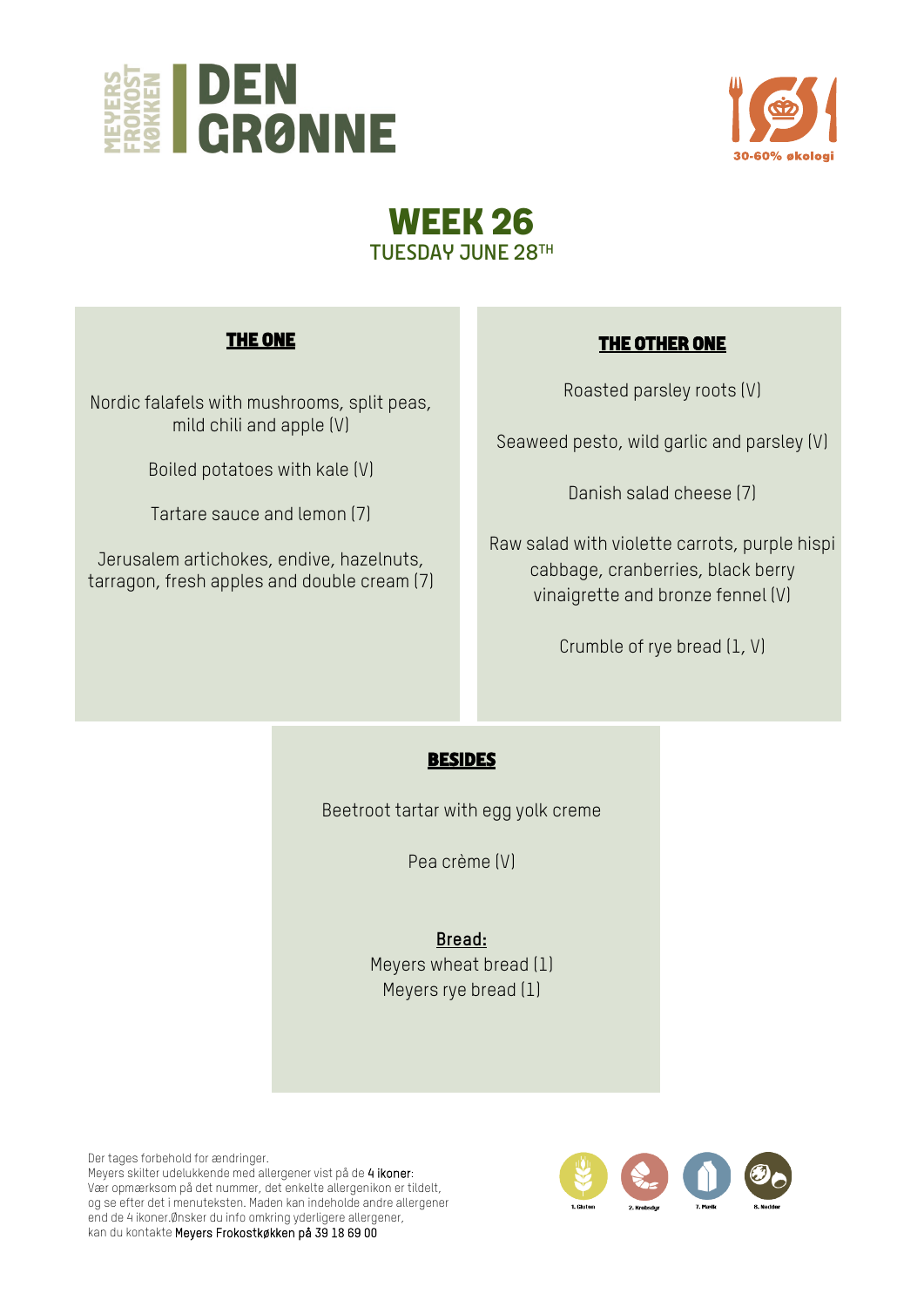MEYERS FROKOST KØKKEN

# DEN GRØNNE

30-60% økologi

## WEEK 26
### TUESDAY JUNE 28TH

### THE ONE

Nordic falafels with mushrooms, split peas, mild chili and apple (V)

Boiled potatoes with kale (V)

Tartare sauce and lemon (7)

Jerusalem artichokes, endive, hazelnuts, tarragon, fresh apples and double cream (7)

### THE OTHER ONE

Roasted parsley roots (V)

Seaweed pesto, wild garlic and parsley (V)

Danish salad cheese (7)

Raw salad with violette carrots, purple hispi cabbage, cranberries, black berry vinaigrette and bronze fennel (V)

Crumble of rye bread (1, V)

### BESIDES

Beetroot tartar with egg yolk creme

Pea crème (V)

**Bread:**
Meyers wheat bread (1)
Meyers rye bread (1)

Der tages forbehold for ændringer.
Meyers skilter udelukkende med allergener vist på de 4 ikoner:
Vær opmærksom på det nummer, det enkelte allergenikon er tildelt, og se efter det i menuteksten. Maden kan indeholde andre allergener end de 4 ikoner.Ønsker du info omkring yderligere allergener, kan du kontakte Meyers Frokostkøkken på 39 18 69 00

1. Gluten 2. Krebsdyr 7. Mælk 8. Nødder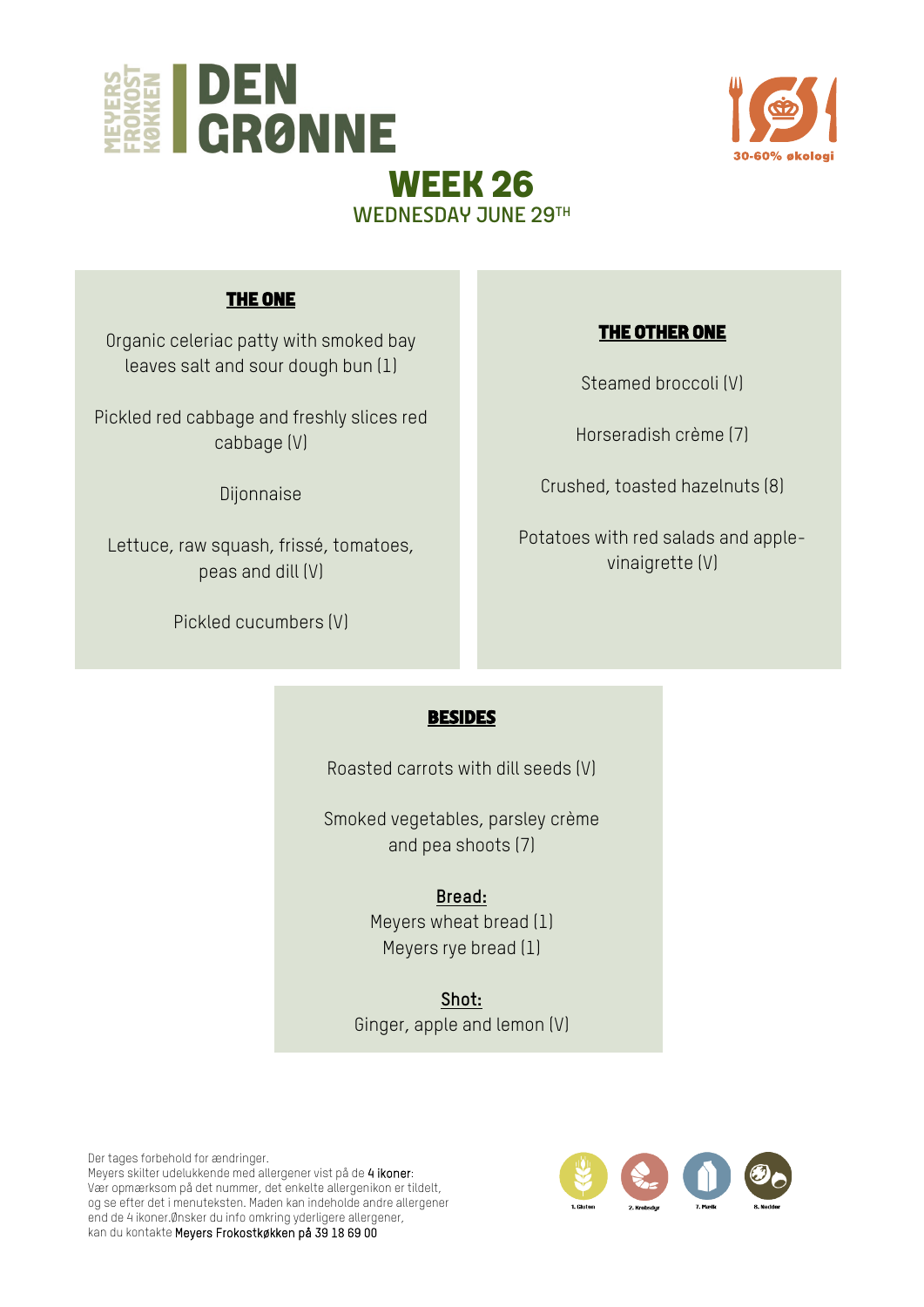MEYERS FROKOST KØKKEN

# DEN GRØNNE

30-60% økologi

## WEEK 26

### WEDNESDAY JUNE 29TH

### THE ONE

Organic celeriac patty with smoked bay leaves salt and sour dough bun (1)

Pickled red cabbage and freshly slices red cabbage (V)

Dijonnaise

Lettuce, raw squash, frissé, tomatoes, peas and dill (V)

Pickled cucumbers (V)

### THE OTHER ONE

Steamed broccoli (V)

Horseradish crème (7)

Crushed, toasted hazelnuts (8)

Potatoes with red salads and apple-vinaigrette (V)

### BESIDES

Roasted carrots with dill seeds (V)

Smoked vegetables, parsley crème and pea shoots (7)

**Bread:**
Meyers wheat bread (1)
Meyers rye bread (1)

**Shot:**
Ginger, apple and lemon (V)

Der tages forbehold for ændringer.
Meyers skilter udelukkende med allergener vist på de 4 ikoner:
Vær opmærksom på det nummer, det enkelte allergenikon er tildelt, og se efter det i menuteksten. Maden kan indeholde andre allergener end de 4 ikoner. Ønsker du info omkring yderligere allergener, kan du kontakte Meyers Frokostkøkken på 39 18 69 00

1. Gluten 2. Krebsdyr 7. Mælk 8. Nødder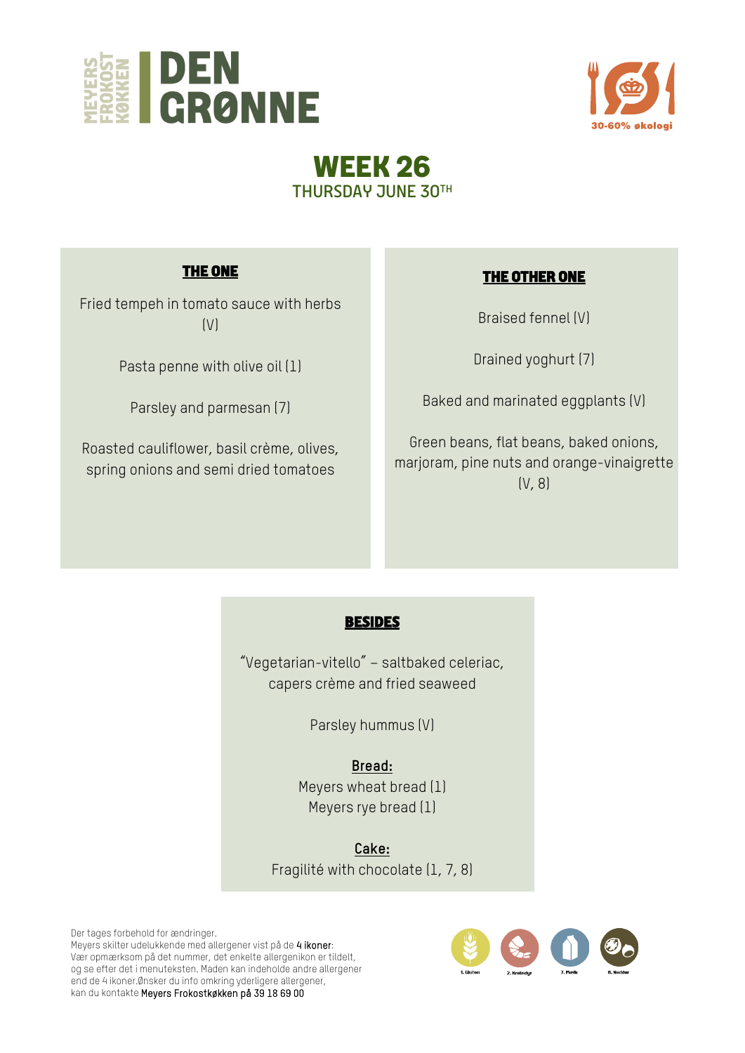MEYERS FROKOST KØKKEN | DEN GRØNNE

30-60% økologi

# WEEK 26
## THURSDAY JUNE 30TH

### THE ONE

Fried tempeh in tomato sauce with herbs (V)

Pasta penne with olive oil (1)

Parsley and parmesan (7)

Roasted cauliflower, basil crème, olives, spring onions and semi dried tomatoes

### THE OTHER ONE

Braised fennel (V)

Drained yoghurt (7)

Baked and marinated eggplants (V)

Green beans, flat beans, baked onions, marjoram, pine nuts and orange-vinaigrette (V, 8)

### BESIDES

"Vegetarian-vitello" – saltbaked celeriac, capers crème and fried seaweed

Parsley hummus (V)

**Bread:**
Meyers wheat bread (1)
Meyers rye bread (1)

**Cake:**
Fragilité with chocolate (1, 7, 8)

Der tages forbehold for ændringer.
Meyers skilter udelukkende med allergener vist på de 4 ikoner:
Vær opmærksom på det nummer, det enkelte allergenikon er tildelt, og se efter det i menuteksten. Maden kan indeholde andre allergener end de 4 ikoner.Ønsker du info omkring yderligere allergener, kan du kontakte Meyers Frokostkøkken på 39 18 69 00

1. Gluten · 2. Krebsdyr · 7. Mælk · 8. Nødder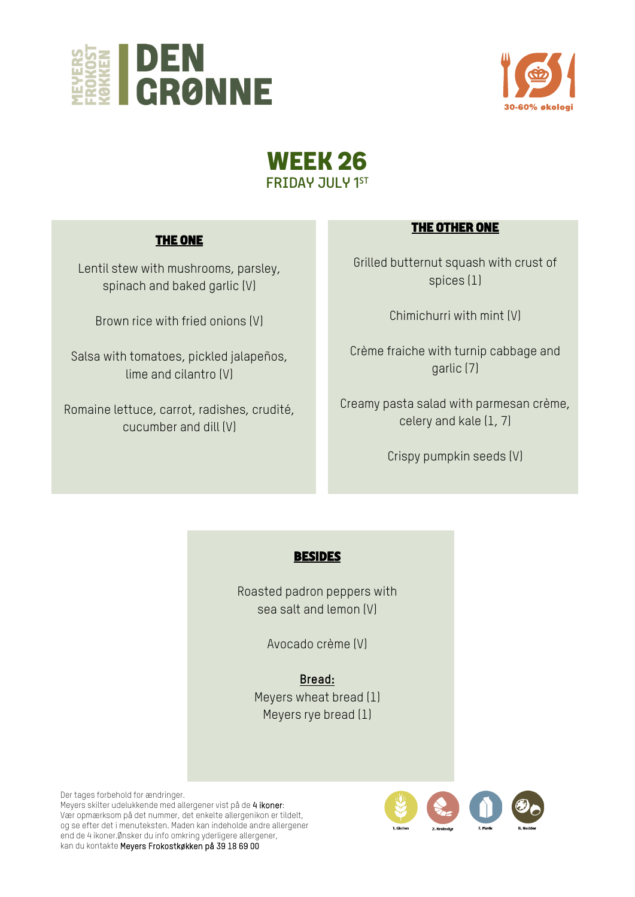MEYERS FROKOST KØKKEN

# DEN GRØNNE

30-60% økologi

## WEEK 26
FRIDAY JULY 1ST

### THE ONE

Lentil stew with mushrooms, parsley, spinach and baked garlic (V)

Brown rice with fried onions (V)

Salsa with tomatoes, pickled jalapeños, lime and cilantro (V)

Romaine lettuce, carrot, radishes, crudité, cucumber and dill (V)

### THE OTHER ONE

Grilled butternut squash with crust of spices (1)

Chimichurri with mint (V)

Crème fraiche with turnip cabbage and garlic (7)

Creamy pasta salad with parmesan crème, celery and kale (1, 7)

Crispy pumpkin seeds (V)

### BESIDES

Roasted padron peppers with sea salt and lemon (V)

Avocado crème (V)

**Bread:**
Meyers wheat bread (1)
Meyers rye bread (1)

Der tages forbehold for ændringer.
Meyers skilter udelukkende med allergener vist på de 4 ikoner:
Vær opmærksom på det nummer, det enkelte allergenikon er tildelt, og se efter det i menuteksten. Maden kan indeholde andre allergener end de 4 ikoner.Ønsker du info omkring yderligere allergener, kan du kontakte Meyers Frokostkøkken på 39 18 69 00

1. Gluten 2. Krebsdyr 7. Mælk 8. Nødder